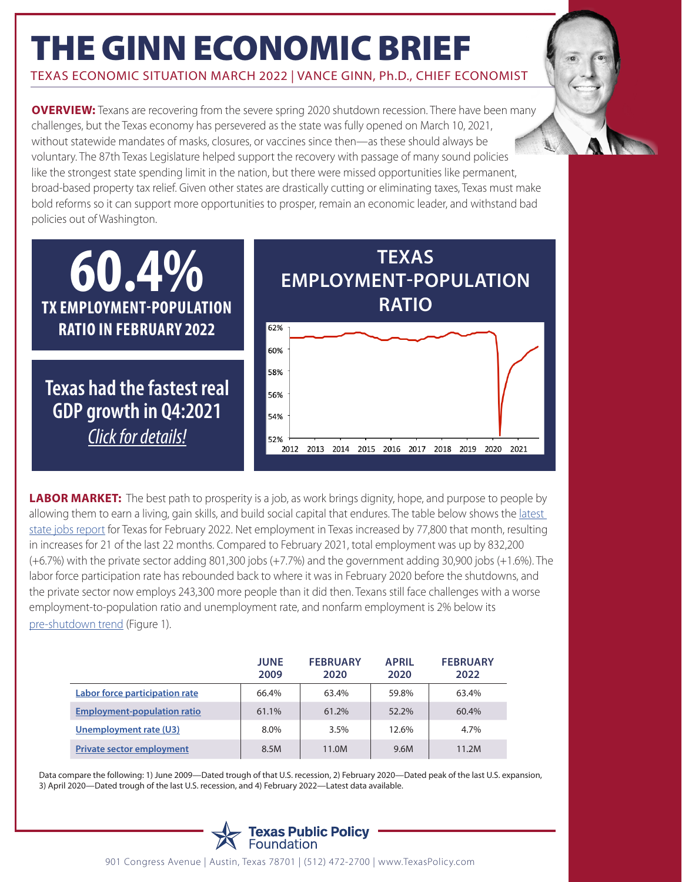# THE GINN ECONOMIC BRIEF

TEXAS ECONOMIC SITUATION MARCH 2022 | VANCE GINN, Ph.D., CHIEF ECONOMIST

**OVERVIEW:** Texans are recovering from the severe spring 2020 shutdown recession. There have been many challenges, but the Texas economy has persevered as the state was fully opened on March 10, 2021, without statewide mandates of masks, closures, or vaccines since then—as these should always be voluntary. The 87th Texas Legislature helped support the recovery with passage of many sound policies like the strongest state spending limit in the nation, but there were missed opportunities like permanent, broad-based property tax relief. Given other states are drastically cutting or eliminating taxes, Texas must make bold reforms so it can support more opportunities to prosper, remain an economic leader, and withstand bad policies out of Washington.

**60.4%**
**TX EMPLOYMENT-POPULATION RATIO IN FEBRUARY 2022**

**Texas had the fastest real GDP growth in Q4:2021**
*Click for details!*

**TEXAS EMPLOYMENT-POPULATION RATIO**

**LABOR MARKET:** The best path to prosperity is a job, as work brings dignity, hope, and purpose to people by allowing them to earn a living, gain skills, and build social capital that endures. The table below shows the latest state jobs report for Texas for February 2022. Net employment in Texas increased by 77,800 that month, resulting in increases for 21 of the last 22 months. Compared to February 2021, total employment was up by 832,200 (+6.7%) with the private sector adding 801,300 jobs (+7.7%) and the government adding 30,900 jobs (+1.6%). The labor force participation rate has rebounded back to where it was in February 2020 before the shutdowns, and the private sector now employs 243,300 more people than it did then. Texans still face challenges with a worse employment-to-population ratio and unemployment rate, and nonfarm employment is 2% below its pre-shutdown trend (Figure 1).

| | JUNE 2009 | FEBRUARY 2020 | APRIL 2020 | FEBRUARY 2022 |
|---|---|---|---|---|
| Labor force participation rate | 66.4% | 63.4% | 59.8% | 63.4% |
| Employment-population ratio | 61.1% | 61.2% | 52.2% | 60.4% |
| Unemployment rate (U3) | 8.0% | 3.5% | 12.6% | 4.7% |
| Private sector employment | 8.5M | 11.0M | 9.6M | 11.2M |

Data compare the following: 1) June 2009—Dated trough of that U.S. recession, 2) February 2020—Dated peak of the last U.S. expansion, 3) April 2020—Dated trough of the last U.S. recession, and 4) February 2022—Latest data available.

Texas Public Policy Foundation

901 Congress Avenue | Austin, Texas 78701 | (512) 472-2700 | www.TexasPolicy.com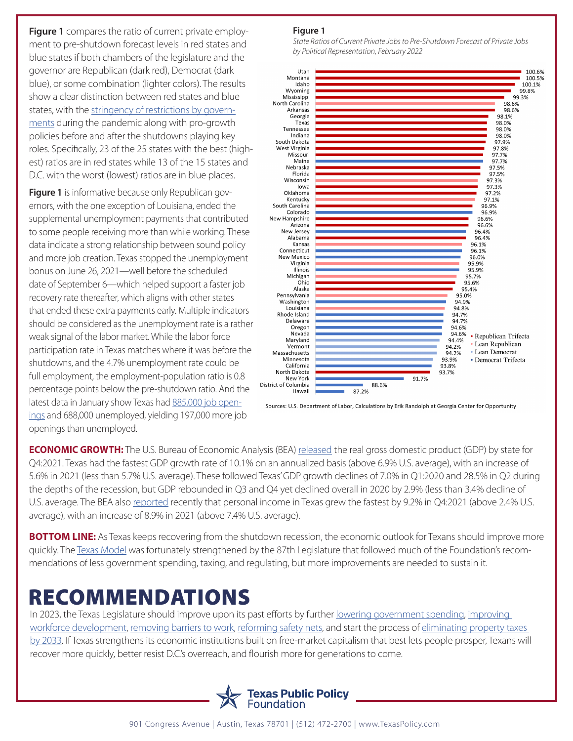**Figure 1** compares the ratio of current private employment to pre-shutdown forecast levels in red states and blue states if both chambers of the legislature and the governor are Republican (dark red), Democrat (dark blue), or some combination (lighter colors). The results show a clear distinction between red states and blue states, with the stringency of restrictions by governments during the pandemic along with pro-growth policies before and after the shutdowns playing key roles. Specifically, 23 of the 25 states with the best (highest) ratios are in red states while 13 of the 15 states and D.C. with the worst (lowest) ratios are in blue places.

**Figure 1** is informative because only Republican governors, with the one exception of Louisiana, ended the supplemental unemployment payments that contributed to some people receiving more than while working. These data indicate a strong relationship between sound policy and more job creation. Texas stopped the unemployment bonus on June 26, 2021—well before the scheduled date of September 6—which helped support a faster job recovery rate thereafter, which aligns with other states that ended these extra payments early. Multiple indicators should be considered as the unemployment rate is a rather weak signal of the labor market. While the labor force participation rate in Texas matches where it was before the shutdowns, and the 4.7% unemployment rate could be full employment, the employment-population ratio is 0.8 percentage points below the pre-shutdown ratio. And the latest data in January show Texas had 885,000 job openings and 688,000 unemployed, yielding 197,000 more job openings than unemployed.

**Figure 1**

*State Ratios of Current Private Jobs to Pre-Shutdown Forecast of Private Jobs by Political Representation, February 2022*

Utah 100.6%
Montana 100.5%
Idaho 100.1%
Wyoming 99.8%
Mississippi 99.3%
North Carolina 98.6%
Arkansas 98.6%
Georgia 98.1%
Texas 98.0%
Tennessee 98.0%
Indiana 98.0%
South Dakota 97.9%
West Virginia 97.8%
Missouri 97.7%
Maine 97.7%
Nebraska 97.5%
Florida 97.5%
Wisconsin 97.3%
Iowa 97.3%
Oklahoma 97.2%
Kentucky 97.1%
South Carolina 96.9%
Colorado 96.9%
New Hampshire 96.6%
Arizona 96.6%
New Jersey 96.4%
Alabama 96.4%
Kansas 96.1%
Connecticut 96.1%
New Mexico 96.0%
Virginia 95.9%
Illinois 95.9%
Michigan 95.7%
Ohio 95.6%
Alaska 95.4%
Pennsylvania 95.0%
Washington 94.9%
Louisiana 94.8%
Rhode Island 94.7%
Delaware 94.7%
Oregon 94.6%
Nevada 94.6%
Maryland 94.4%
Vermont 94.2%
Massachusetts 94.2%
Minnesota 93.9%
California 93.8%
North Dakota 93.7%
New York 91.7%
District of Columbia 88.6%
Hawaii 87.2%

• Republican Trifecta
• Lean Republican
• Lean Democrat
• Democrat Trifecta

Sources: U.S. Department of Labor, Calculations by Erik Randolph at Georgia Center for Opportunity

**ECONOMIC GROWTH:** The U.S. Bureau of Economic Analysis (BEA) released the real gross domestic product (GDP) by state for Q4:2021. Texas had the fastest GDP growth rate of 10.1% on an annualized basis (above 6.9% U.S. average), with an increase of 5.6% in 2021 (less than 5.7% U.S. average). These followed Texas' GDP growth declines of 7.0% in Q1:2020 and 28.5% in Q2 during the depths of the recession, but GDP rebounded in Q3 and Q4 yet declined overall in 2020 by 2.9% (less than 3.4% decline of U.S. average. The BEA also reported recently that personal income in Texas grew the fastest by 9.2% in Q4:2021 (above 2.4% U.S. average), with an increase of 8.9% in 2021 (above 7.4% U.S. average).

**BOTTOM LINE:** As Texas keeps recovering from the shutdown recession, the economic outlook for Texans should improve more quickly. The Texas Model was fortunately strengthened by the 87th Legislature that followed much of the Foundation's recommendations of less government spending, taxing, and regulating, but more improvements are needed to sustain it.

# RECOMMENDATIONS

In 2023, the Texas Legislature should improve upon its past efforts by further lowering government spending, improving workforce development, removing barriers to work, reforming safety nets, and start the process of eliminating property taxes by 2033. If Texas strengthens its economic institutions built on free-market capitalism that best lets people prosper, Texans will recover more quickly, better resist D.C.'s overreach, and flourish more for generations to come.

Texas Public Policy Foundation

901 Congress Avenue | Austin, Texas 78701 | (512) 472-2700 | www.TexasPolicy.com